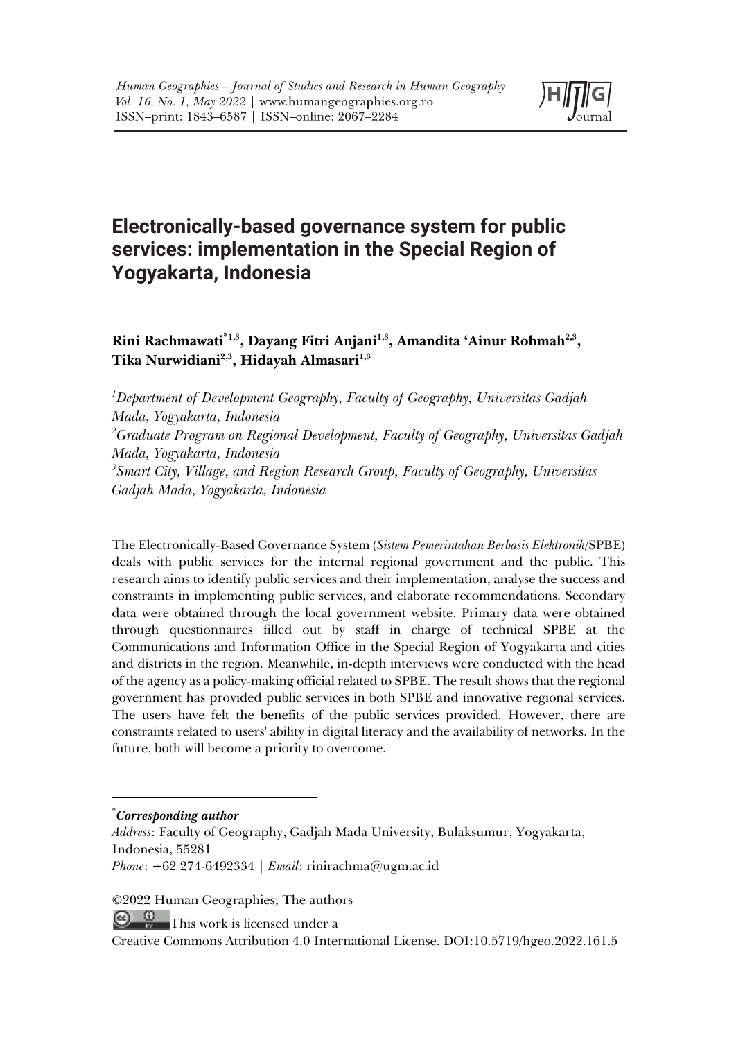# Electronically-based governance system for public services: implementation in the Special Region of Yogyakarta, Indonesia

**Rini Rachmawati*[1,3], Dayang Fitri Anjani[1,3], Amandita 'Ainur Rohmah[2,3], Tika Nurwidiani[2,3], Hidayah Almasari[1,3]**

[1] *Department of Development Geography, Faculty of Geography, Universitas Gadjah Mada, Yogyakarta, Indonesia*
[2] *Graduate Program on Regional Development, Faculty of Geography, Universitas Gadjah Mada, Yogyakarta, Indonesia*
[3] *Smart City, Village, and Region Research Group, Faculty of Geography, Universitas Gadjah Mada, Yogyakarta, Indonesia*

The Electronically-Based Governance System (*Sistem Pemerintahan Berbasis Elektronik*/SPBE) deals with public services for the internal regional government and the public. This research aims to identify public services and their implementation, analyse the success and constraints in implementing public services, and elaborate recommendations. Secondary data were obtained through the local government website. Primary data were obtained through questionnaires filled out by staff in charge of technical SPBE at the Communications and Information Office in the Special Region of Yogyakarta and cities and districts in the region. Meanwhile, in-depth interviews were conducted with the head of the agency as a policy-making official related to SPBE. The result shows that the regional government has provided public services in both SPBE and innovative regional services. The users have felt the benefits of the public services provided. However, there are constraints related to users' ability in digital literacy and the availability of networks. In the future, both will become a priority to overcome.

---

****Corresponding author***
*Address*: Faculty of Geography, Gadjah Mada University, Bulaksumur, Yogyakarta, Indonesia, 55281
*Phone*: +62 274-6492334 | *Email*: rinirachma@ugm.ac.id

©2022 Human Geographies; The authors
This work is licensed under a
Creative Commons Attribution 4.0 International License. DOI:10.5719/hgeo.2022.161.5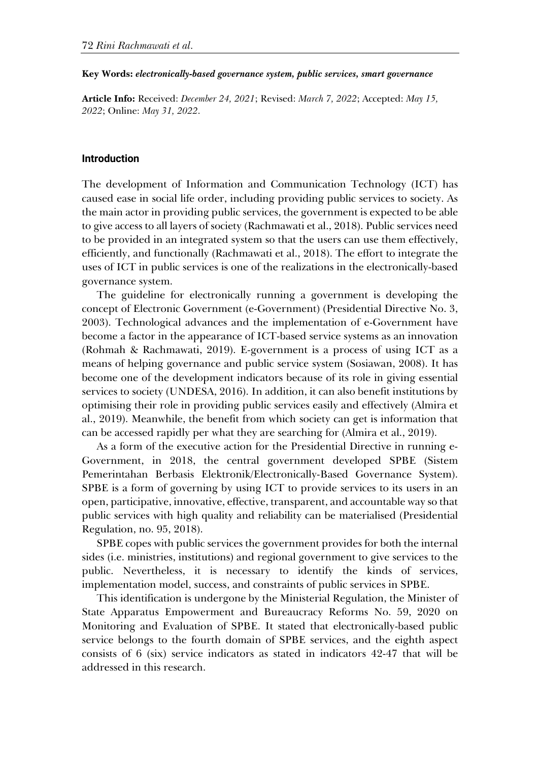**Key Words:** ***electronically-based governance system, public services, smart governance***

**Article Info:** Received: *December 24, 2021*; Revised: *March 7, 2022*; Accepted: *May 15, 2022*; Online: *May 31, 2022*.

## Introduction

The development of Information and Communication Technology (ICT) has caused ease in social life order, including providing public services to society. As the main actor in providing public services, the government is expected to be able to give access to all layers of society (Rachmawati et al., 2018). Public services need to be provided in an integrated system so that the users can use them effectively, efficiently, and functionally (Rachmawati et al., 2018). The effort to integrate the uses of ICT in public services is one of the realizations in the electronically-based governance system.

The guideline for electronically running a government is developing the concept of Electronic Government (e-Government) (Presidential Directive No. 3, 2003). Technological advances and the implementation of e-Government have become a factor in the appearance of ICT-based service systems as an innovation (Rohmah & Rachmawati, 2019). E-government is a process of using ICT as a means of helping governance and public service system (Sosiawan, 2008). It has become one of the development indicators because of its role in giving essential services to society (UNDESA, 2016). In addition, it can also benefit institutions by optimising their role in providing public services easily and effectively (Almira et al., 2019). Meanwhile, the benefit from which society can get is information that can be accessed rapidly per what they are searching for (Almira et al., 2019).

As a form of the executive action for the Presidential Directive in running e-Government, in 2018, the central government developed SPBE (Sistem Pemerintahan Berbasis Elektronik/Electronically-Based Governance System). SPBE is a form of governing by using ICT to provide services to its users in an open, participative, innovative, effective, transparent, and accountable way so that public services with high quality and reliability can be materialised (Presidential Regulation, no. 95, 2018).

SPBE copes with public services the government provides for both the internal sides (i.e. ministries, institutions) and regional government to give services to the public. Nevertheless, it is necessary to identify the kinds of services, implementation model, success, and constraints of public services in SPBE.

This identification is undergone by the Ministerial Regulation, the Minister of State Apparatus Empowerment and Bureaucracy Reforms No. 59, 2020 on Monitoring and Evaluation of SPBE. It stated that electronically-based public service belongs to the fourth domain of SPBE services, and the eighth aspect consists of 6 (six) service indicators as stated in indicators 42-47 that will be addressed in this research.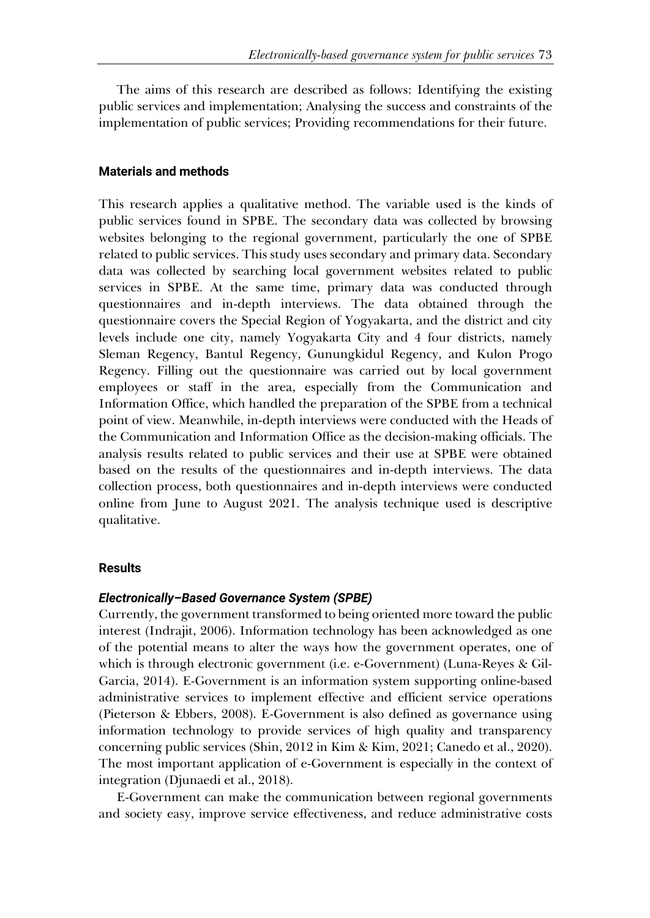The aims of this research are described as follows: Identifying the existing public services and implementation; Analysing the success and constraints of the implementation of public services; Providing recommendations for their future.

## Materials and methods

This research applies a qualitative method. The variable used is the kinds of public services found in SPBE. The secondary data was collected by browsing websites belonging to the regional government, particularly the one of SPBE related to public services. This study uses secondary and primary data. Secondary data was collected by searching local government websites related to public services in SPBE. At the same time, primary data was conducted through questionnaires and in-depth interviews. The data obtained through the questionnaire covers the Special Region of Yogyakarta, and the district and city levels include one city, namely Yogyakarta City and 4 four districts, namely Sleman Regency, Bantul Regency, Gunungkidul Regency, and Kulon Progo Regency. Filling out the questionnaire was carried out by local government employees or staff in the area, especially from the Communication and Information Office, which handled the preparation of the SPBE from a technical point of view. Meanwhile, in-depth interviews were conducted with the Heads of the Communication and Information Office as the decision-making officials. The analysis results related to public services and their use at SPBE were obtained based on the results of the questionnaires and in-depth interviews. The data collection process, both questionnaires and in-depth interviews were conducted online from June to August 2021. The analysis technique used is descriptive qualitative.

## Results

### *Electronically–Based Governance System (SPBE)*

Currently, the government transformed to being oriented more toward the public interest (Indrajit, 2006). Information technology has been acknowledged as one of the potential means to alter the ways how the government operates, one of which is through electronic government (i.e. e-Government) (Luna-Reyes & Gil-Garcia, 2014). E-Government is an information system supporting online-based administrative services to implement effective and efficient service operations (Pieterson & Ebbers, 2008). E-Government is also defined as governance using information technology to provide services of high quality and transparency concerning public services (Shin, 2012 in Kim & Kim, 2021; Canedo et al., 2020). The most important application of e-Government is especially in the context of integration (Djunaedi et al., 2018).

E-Government can make the communication between regional governments and society easy, improve service effectiveness, and reduce administrative costs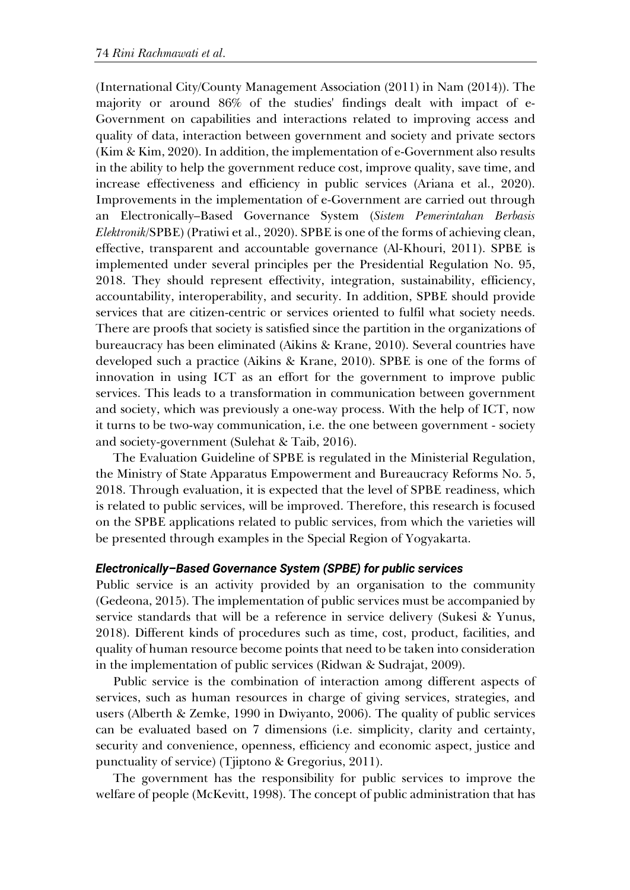(International City/County Management Association (2011) in Nam (2014)). The majority or around 86% of the studies' findings dealt with impact of e-Government on capabilities and interactions related to improving access and quality of data, interaction between government and society and private sectors (Kim & Kim, 2020). In addition, the implementation of e-Government also results in the ability to help the government reduce cost, improve quality, save time, and increase effectiveness and efficiency in public services (Ariana et al., 2020). Improvements in the implementation of e-Government are carried out through an Electronically–Based Governance System (*Sistem Pemerintahan Berbasis Elektronik*/SPBE) (Pratiwi et al., 2020). SPBE is one of the forms of achieving clean, effective, transparent and accountable governance (Al-Khouri, 2011). SPBE is implemented under several principles per the Presidential Regulation No. 95, 2018. They should represent effectivity, integration, sustainability, efficiency, accountability, interoperability, and security. In addition, SPBE should provide services that are citizen-centric or services oriented to fulfil what society needs. There are proofs that society is satisfied since the partition in the organizations of bureaucracy has been eliminated (Aikins & Krane, 2010). Several countries have developed such a practice (Aikins & Krane, 2010). SPBE is one of the forms of innovation in using ICT as an effort for the government to improve public services. This leads to a transformation in communication between government and society, which was previously a one-way process. With the help of ICT, now it turns to be two-way communication, i.e. the one between government - society and society-government (Sulehat & Taib, 2016).

The Evaluation Guideline of SPBE is regulated in the Ministerial Regulation, the Ministry of State Apparatus Empowerment and Bureaucracy Reforms No. 5, 2018. Through evaluation, it is expected that the level of SPBE readiness, which is related to public services, will be improved. Therefore, this research is focused on the SPBE applications related to public services, from which the varieties will be presented through examples in the Special Region of Yogyakarta.

### *Electronically–Based Governance System (SPBE) for public services*

Public service is an activity provided by an organisation to the community (Gedeona, 2015). The implementation of public services must be accompanied by service standards that will be a reference in service delivery (Sukesi & Yunus, 2018). Different kinds of procedures such as time, cost, product, facilities, and quality of human resource become points that need to be taken into consideration in the implementation of public services (Ridwan & Sudrajat, 2009).

Public service is the combination of interaction among different aspects of services, such as human resources in charge of giving services, strategies, and users (Alberth & Zemke, 1990 in Dwiyanto, 2006). The quality of public services can be evaluated based on 7 dimensions (i.e. simplicity, clarity and certainty, security and convenience, openness, efficiency and economic aspect, justice and punctuality of service) (Tjiptono & Gregorius, 2011).

The government has the responsibility for public services to improve the welfare of people (McKevitt, 1998). The concept of public administration that has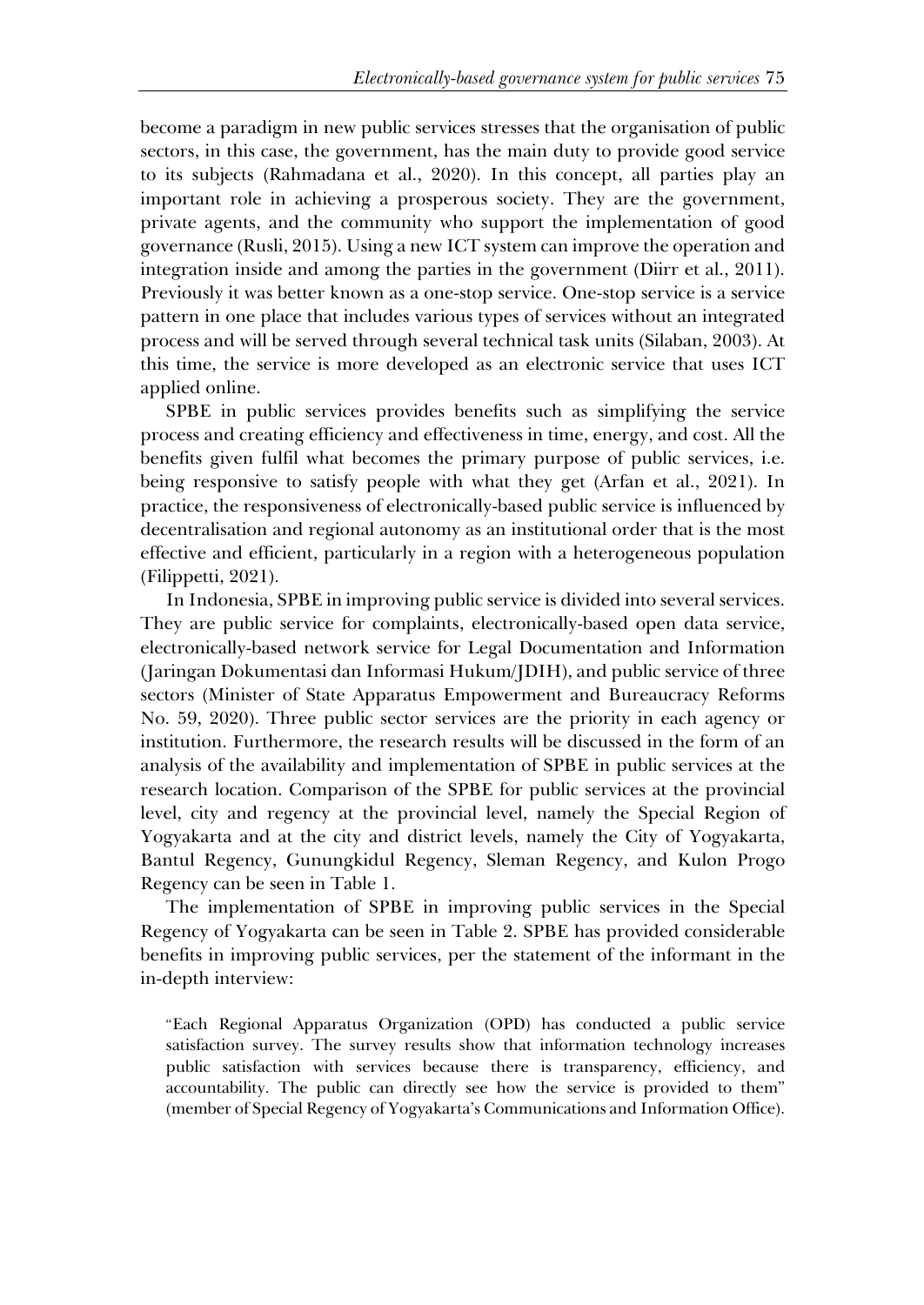become a paradigm in new public services stresses that the organisation of public sectors, in this case, the government, has the main duty to provide good service to its subjects (Rahmadana et al., 2020). In this concept, all parties play an important role in achieving a prosperous society. They are the government, private agents, and the community who support the implementation of good governance (Rusli, 2015). Using a new ICT system can improve the operation and integration inside and among the parties in the government (Diirr et al., 2011). Previously it was better known as a one-stop service. One-stop service is a service pattern in one place that includes various types of services without an integrated process and will be served through several technical task units (Silaban, 2003). At this time, the service is more developed as an electronic service that uses ICT applied online.

SPBE in public services provides benefits such as simplifying the service process and creating efficiency and effectiveness in time, energy, and cost. All the benefits given fulfil what becomes the primary purpose of public services, i.e. being responsive to satisfy people with what they get (Arfan et al., 2021). In practice, the responsiveness of electronically-based public service is influenced by decentralisation and regional autonomy as an institutional order that is the most effective and efficient, particularly in a region with a heterogeneous population (Filippetti, 2021).

In Indonesia, SPBE in improving public service is divided into several services. They are public service for complaints, electronically-based open data service, electronically-based network service for Legal Documentation and Information (Jaringan Dokumentasi dan Informasi Hukum/JDIH), and public service of three sectors (Minister of State Apparatus Empowerment and Bureaucracy Reforms No. 59, 2020). Three public sector services are the priority in each agency or institution. Furthermore, the research results will be discussed in the form of an analysis of the availability and implementation of SPBE in public services at the research location. Comparison of the SPBE for public services at the provincial level, city and regency at the provincial level, namely the Special Region of Yogyakarta and at the city and district levels, namely the City of Yogyakarta, Bantul Regency, Gunungkidul Regency, Sleman Regency, and Kulon Progo Regency can be seen in Table 1.

The implementation of SPBE in improving public services in the Special Regency of Yogyakarta can be seen in Table 2. SPBE has provided considerable benefits in improving public services, per the statement of the informant in the in-depth interview:

> "Each Regional Apparatus Organization (OPD) has conducted a public service satisfaction survey. The survey results show that information technology increases public satisfaction with services because there is transparency, efficiency, and accountability. The public can directly see how the service is provided to them" (member of Special Regency of Yogyakarta's Communications and Information Office).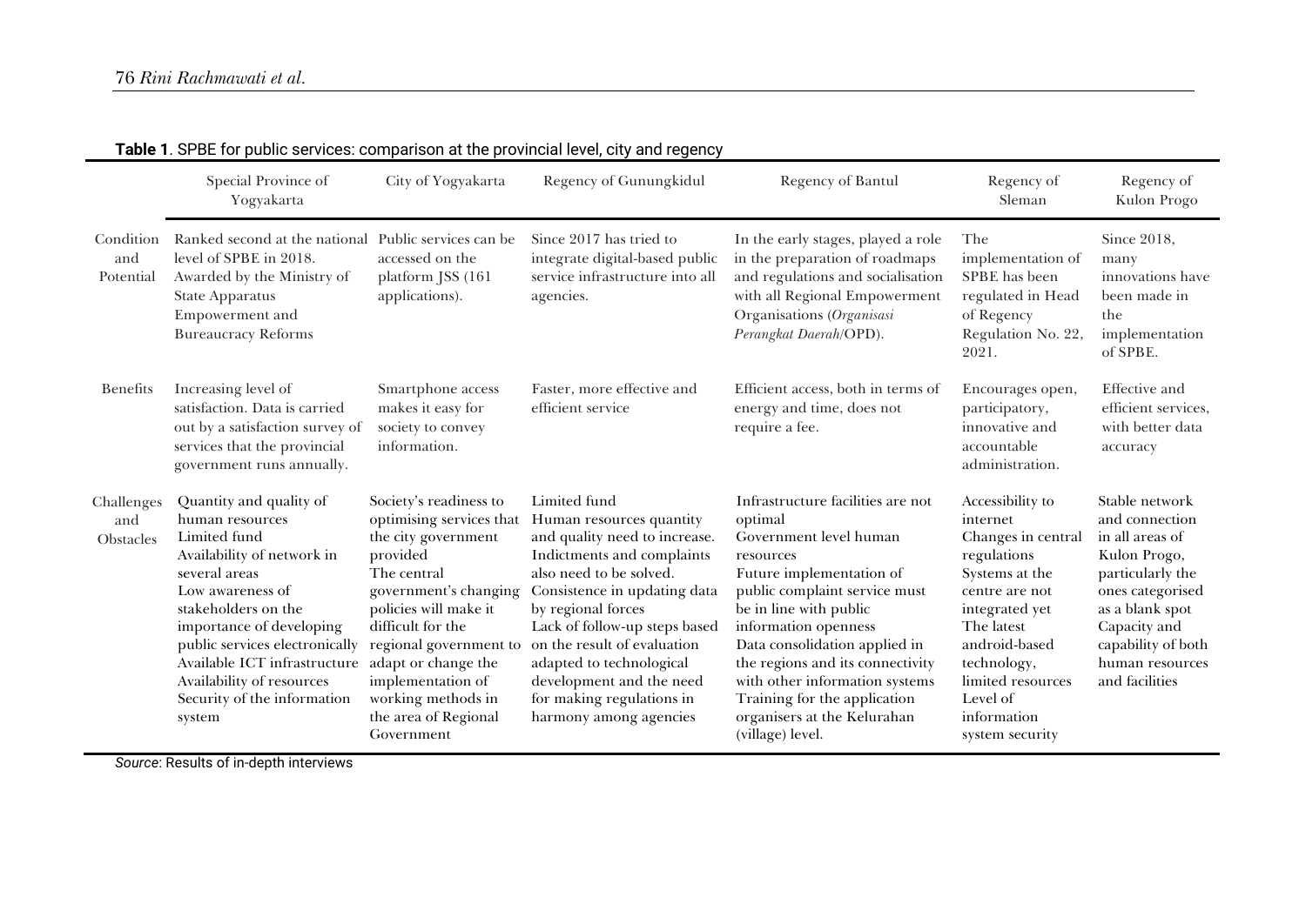**Table 1**. SPBE for public services: comparison at the provincial level, city and regency

| | Special Province of Yogyakarta | City of Yogyakarta | Regency of Gunungkidul | Regency of Bantul | Regency of Sleman | Regency of Kulon Progo |
|---|---|---|---|---|---|---|
| Condition and Potential | Ranked second at the national level of SPBE in 2018. Awarded by the Ministry of State Apparatus Empowerment and Bureaucracy Reforms | Public services can be accessed on the platform JSS (161 applications). | Since 2017 has tried to integrate digital-based public service infrastructure into all agencies. | In the early stages, played a role in the preparation of roadmaps and regulations and socialisation with all Regional Empowerment Organisations (*Organisasi Perangkat Daerah*/OPD). | The implementation of SPBE has been regulated in Head of Regency Regulation No. 22, 2021. | Since 2018, many innovations have been made in the implementation of SPBE. |
| Benefits | Increasing level of satisfaction. Data is carried out by a satisfaction survey of services that the provincial government runs annually. | Smartphone access makes it easy for society to convey information. | Faster, more effective and efficient service | Efficient access, both in terms of energy and time, does not require a fee. | Encourages open, participatory, innovative and accountable administration. | Effective and efficient services, with better data accuracy |
| Challenges and Obstacles | Quantity and quality of human resources<br>Limited fund<br>Availability of network in several areas<br>Low awareness of stakeholders on the importance of developing public services electronically<br>Available ICT infrastructure<br>Availability of resources<br>Security of the information system | Society's readiness to optimising services that the city government provided<br>The central government's changing policies will make it difficult for the regional government to adapt or change the implementation of working methods in the area of Regional Government | Limited fund<br>Human resources quantity and quality need to increase.<br>Indictments and complaints also need to be solved.<br>Consistence in updating data by regional forces<br>Lack of follow-up steps based on the result of evaluation adapted to technological development and the need for making regulations in harmony among agencies | Infrastructure facilities are not optimal<br>Government level human resources<br>Future implementation of public complaint service must be in line with public information openness<br>Data consolidation applied in the regions and its connectivity with other information systems<br>Training for the application organisers at the Kelurahan (village) level. | Accessibility to internet<br>Changes in central regulations<br>Systems at the centre are not integrated yet<br>The latest android-based technology, limited resources<br>Level of information system security | Stable network and connection in all areas of Kulon Progo, particularly the ones categorised as a blank spot<br>Capacity and capability of both human resources and facilities |

*Source*: Results of in-depth interviews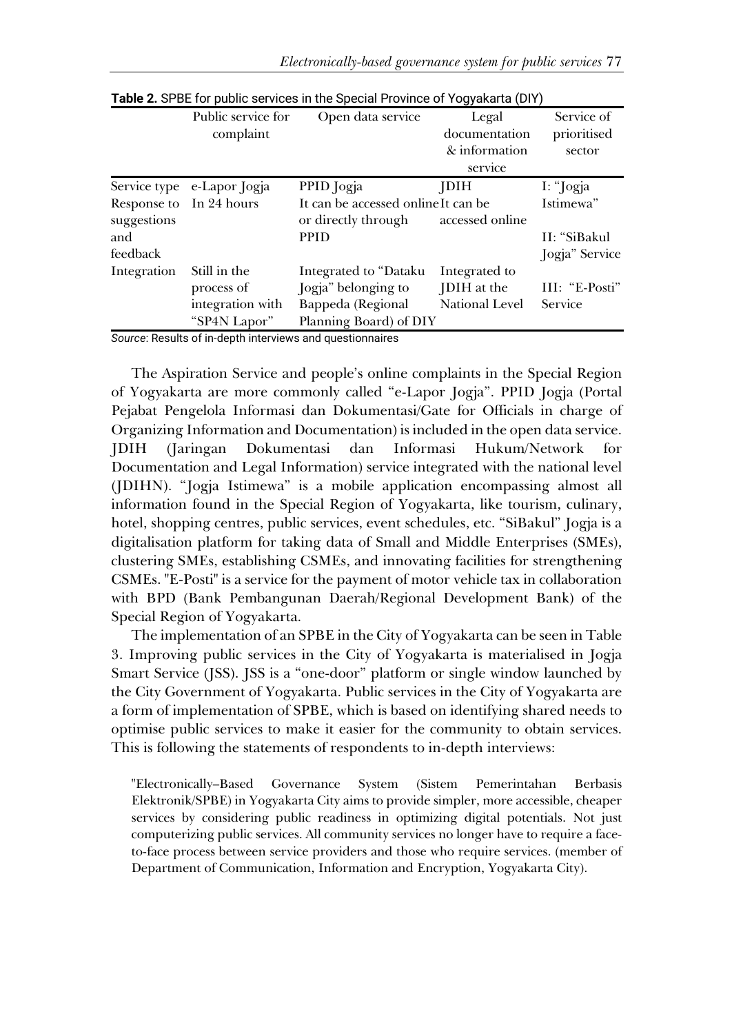**Table 2.** SPBE for public services in the Special Province of Yogyakarta (DIY)

| | Public service for complaint | Open data service | Legal documentation & information service | Service of prioritised sector |
|---|---|---|---|---|
| Service type | e-Lapor Jogja | PPID Jogja | JDIH | I: "Jogja Istimewa" |
| Response to suggestions and feedback | In 24 hours | It can be accessed online or directly through PPID | It can be accessed online | II: "SiBakul Jogja" Service |
| Integration | Still in the process of integration with "SP4N Lapor" | Integrated to "Dataku Jogja" belonging to Bappeda (Regional Planning Board) of DIY | Integrated to JDIH at the National Level | III: "E-Posti" Service |

*Source*: Results of in-depth interviews and questionnaires

The Aspiration Service and people's online complaints in the Special Region of Yogyakarta are more commonly called "e-Lapor Jogja". PPID Jogja (Portal Pejabat Pengelola Informasi dan Dokumentasi/Gate for Officials in charge of Organizing Information and Documentation) is included in the open data service. JDIH (Jaringan Dokumentasi dan Informasi Hukum/Network for Documentation and Legal Information) service integrated with the national level (JDIHN). "Jogja Istimewa" is a mobile application encompassing almost all information found in the Special Region of Yogyakarta, like tourism, culinary, hotel, shopping centres, public services, event schedules, etc. "SiBakul" Jogja is a digitalisation platform for taking data of Small and Middle Enterprises (SMEs), clustering SMEs, establishing CSMEs, and innovating facilities for strengthening CSMEs. "E-Posti" is a service for the payment of motor vehicle tax in collaboration with BPD (Bank Pembangunan Daerah/Regional Development Bank) of the Special Region of Yogyakarta.

The implementation of an SPBE in the City of Yogyakarta can be seen in Table 3. Improving public services in the City of Yogyakarta is materialised in Jogja Smart Service (JSS). JSS is a "one-door" platform or single window launched by the City Government of Yogyakarta. Public services in the City of Yogyakarta are a form of implementation of SPBE, which is based on identifying shared needs to optimise public services to make it easier for the community to obtain services. This is following the statements of respondents to in-depth interviews:

> "Electronically–Based Governance System (Sistem Pemerintahan Berbasis Elektronik/SPBE) in Yogyakarta City aims to provide simpler, more accessible, cheaper services by considering public readiness in optimizing digital potentials. Not just computerizing public services. All community services no longer have to require a face-to-face process between service providers and those who require services. (member of Department of Communication, Information and Encryption, Yogyakarta City).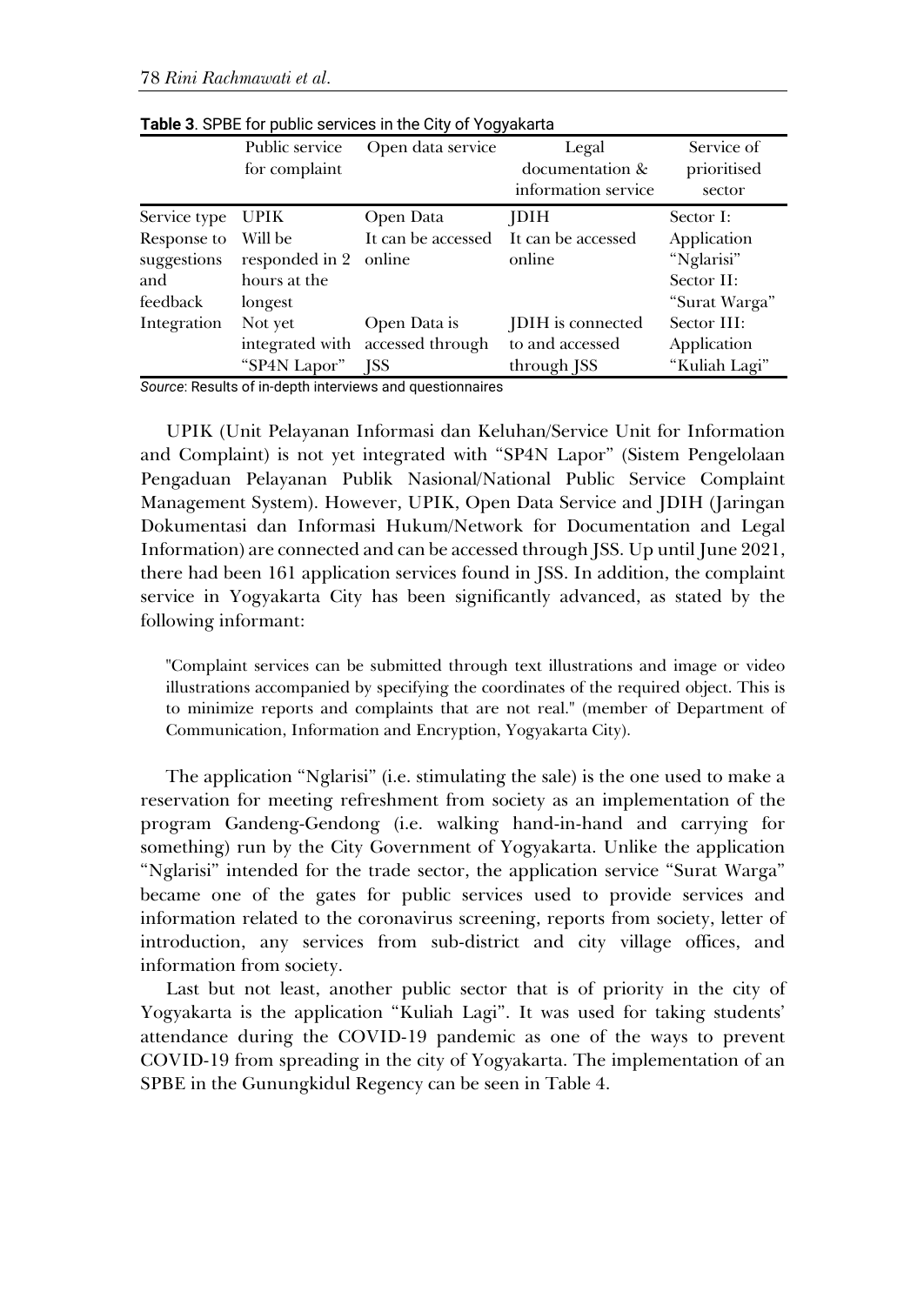**Table 3**. SPBE for public services in the City of Yogyakarta

| | Public service for complaint | Open data service | Legal documentation & information service | Service of prioritised sector |
|---|---|---|---|---|
| Service type | UPIK | Open Data | JDIH | Sector I: Application "Nglarisi" |
| Response to suggestions and feedback | Will be responded in 2 hours at the longest | It can be accessed online | It can be accessed online | Sector II: "Surat Warga" |
| Integration | Not yet integrated with "SP4N Lapor" | Open Data is accessed through JSS | JDIH is connected to and accessed through JSS | Sector III: Application "Kuliah Lagi" |

*Source*: Results of in-depth interviews and questionnaires

UPIK (Unit Pelayanan Informasi dan Keluhan/Service Unit for Information and Complaint) is not yet integrated with "SP4N Lapor" (Sistem Pengelolaan Pengaduan Pelayanan Publik Nasional/National Public Service Complaint Management System). However, UPIK, Open Data Service and JDIH (Jaringan Dokumentasi dan Informasi Hukum/Network for Documentation and Legal Information) are connected and can be accessed through JSS. Up until June 2021, there had been 161 application services found in JSS. In addition, the complaint service in Yogyakarta City has been significantly advanced, as stated by the following informant:

> "Complaint services can be submitted through text illustrations and image or video illustrations accompanied by specifying the coordinates of the required object. This is to minimize reports and complaints that are not real." (member of Department of Communication, Information and Encryption, Yogyakarta City).

The application "Nglarisi" (i.e. stimulating the sale) is the one used to make a reservation for meeting refreshment from society as an implementation of the program Gandeng-Gendong (i.e. walking hand-in-hand and carrying for something) run by the City Government of Yogyakarta. Unlike the application "Nglarisi" intended for the trade sector, the application service "Surat Warga" became one of the gates for public services used to provide services and information related to the coronavirus screening, reports from society, letter of introduction, any services from sub-district and city village offices, and information from society.

Last but not least, another public sector that is of priority in the city of Yogyakarta is the application "Kuliah Lagi". It was used for taking students' attendance during the COVID-19 pandemic as one of the ways to prevent COVID-19 from spreading in the city of Yogyakarta. The implementation of an SPBE in the Gunungkidul Regency can be seen in Table 4.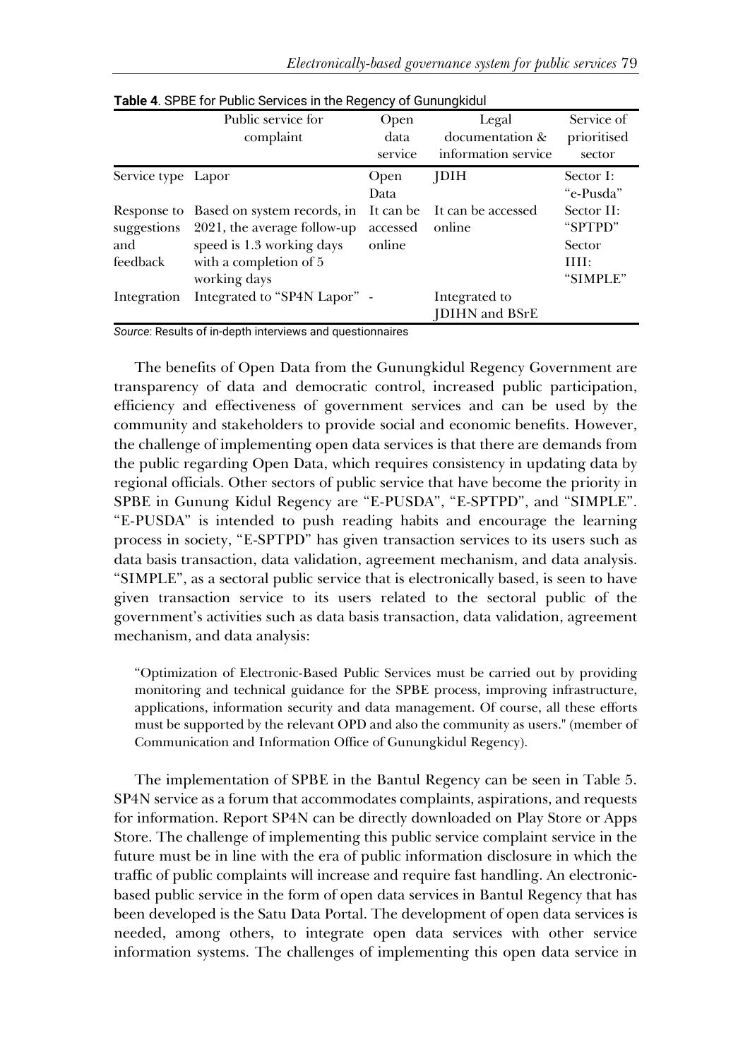**Table 4**. SPBE for Public Services in the Regency of Gunungkidul

| | Public service for complaint | Open data service | Legal documentation & information service | Service of prioritised sector |
|---|---|---|---|---|
| Service type | Lapor | Open Data | JDIH | Sector I: "e-Pusda" |
| Response to suggestions and feedback | Based on system records, in 2021, the average follow-up speed is 1.3 working days with a completion of 5 working days | It can be accessed online | It can be accessed online | Sector II: "SPTPD" Sector IIII: "SIMPLE" |
| Integration | Integrated to "SP4N Lapor" | - | Integrated to JDIHN and BSrE | |

*Source*: Results of in-depth interviews and questionnaires

The benefits of Open Data from the Gunungkidul Regency Government are transparency of data and democratic control, increased public participation, efficiency and effectiveness of government services and can be used by the community and stakeholders to provide social and economic benefits. However, the challenge of implementing open data services is that there are demands from the public regarding Open Data, which requires consistency in updating data by regional officials. Other sectors of public service that have become the priority in SPBE in Gunung Kidul Regency are "E-PUSDA", "E-SPTPD", and "SIMPLE". "E-PUSDA" is intended to push reading habits and encourage the learning process in society, "E-SPTPD" has given transaction services to its users such as data basis transaction, data validation, agreement mechanism, and data analysis. "SIMPLE", as a sectoral public service that is electronically based, is seen to have given transaction service to its users related to the sectoral public of the government's activities such as data basis transaction, data validation, agreement mechanism, and data analysis:

> "Optimization of Electronic-Based Public Services must be carried out by providing monitoring and technical guidance for the SPBE process, improving infrastructure, applications, information security and data management. Of course, all these efforts must be supported by the relevant OPD and also the community as users." (member of Communication and Information Office of Gunungkidul Regency).

The implementation of SPBE in the Bantul Regency can be seen in Table 5. SP4N service as a forum that accommodates complaints, aspirations, and requests for information. Report SP4N can be directly downloaded on Play Store or Apps Store. The challenge of implementing this public service complaint service in the future must be in line with the era of public information disclosure in which the traffic of public complaints will increase and require fast handling. An electronic-based public service in the form of open data services in Bantul Regency that has been developed is the Satu Data Portal. The development of open data services is needed, among others, to integrate open data services with other service information systems. The challenges of implementing this open data service in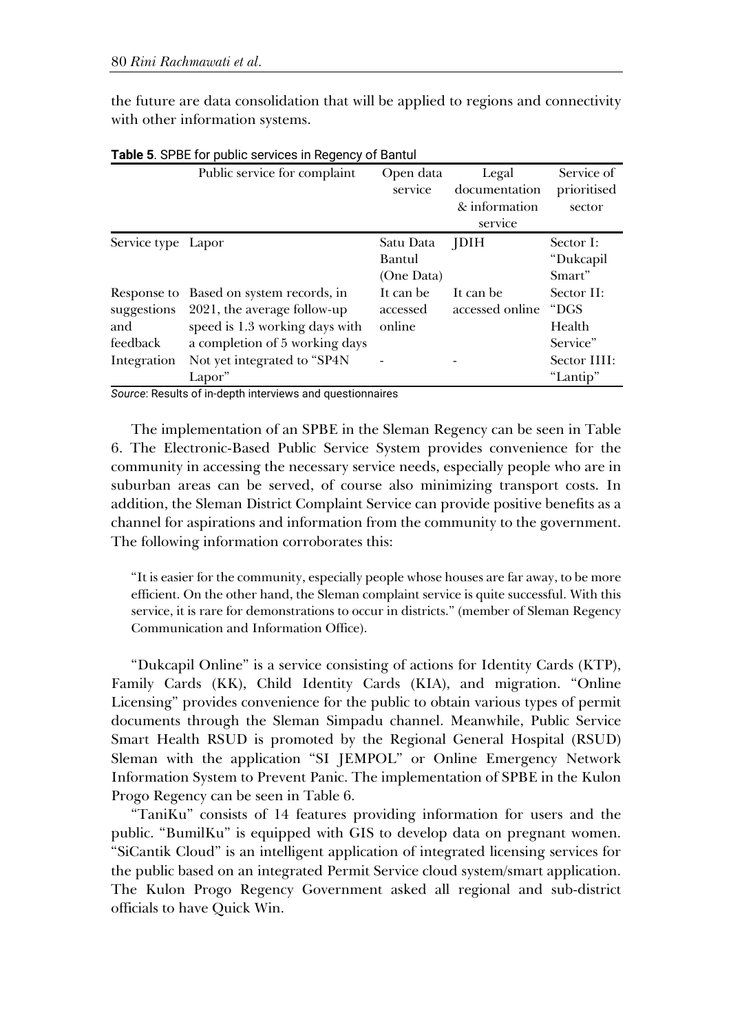the future are data consolidation that will be applied to regions and connectivity with other information systems.

**Table 5**. SPBE for public services in Regency of Bantul

| | Public service for complaint | Open data service | Legal documentation & information service | Service of prioritised sector |
|---|---|---|---|---|
| Service type | Lapor | Satu Data Bantul (One Data) | JDIH | Sector I: "Dukcapil Smart" |
| Response to suggestions and feedback | Based on system records, in 2021, the average follow-up speed is 1.3 working days with a completion of 5 working days | It can be accessed online | It can be accessed online | Sector II: "DGS Health Service" |
| Integration | Not yet integrated to "SP4N Lapor" | - | - | Sector IIII: "Lantip" |

*Source*: Results of in-depth interviews and questionnaires

The implementation of an SPBE in the Sleman Regency can be seen in Table 6. The Electronic-Based Public Service System provides convenience for the community in accessing the necessary service needs, especially people who are in suburban areas can be served, of course also minimizing transport costs. In addition, the Sleman District Complaint Service can provide positive benefits as a channel for aspirations and information from the community to the government. The following information corroborates this:

> "It is easier for the community, especially people whose houses are far away, to be more efficient. On the other hand, the Sleman complaint service is quite successful. With this service, it is rare for demonstrations to occur in districts." (member of Sleman Regency Communication and Information Office).

"Dukcapil Online" is a service consisting of actions for Identity Cards (KTP), Family Cards (KK), Child Identity Cards (KIA), and migration. "Online Licensing" provides convenience for the public to obtain various types of permit documents through the Sleman Simpadu channel. Meanwhile, Public Service Smart Health RSUD is promoted by the Regional General Hospital (RSUD) Sleman with the application "SI JEMPOL" or Online Emergency Network Information System to Prevent Panic. The implementation of SPBE in the Kulon Progo Regency can be seen in Table 6.

"TaniKu" consists of 14 features providing information for users and the public. "BumilKu" is equipped with GIS to develop data on pregnant women. "SiCantik Cloud" is an intelligent application of integrated licensing services for the public based on an integrated Permit Service cloud system/smart application. The Kulon Progo Regency Government asked all regional and sub-district officials to have Quick Win.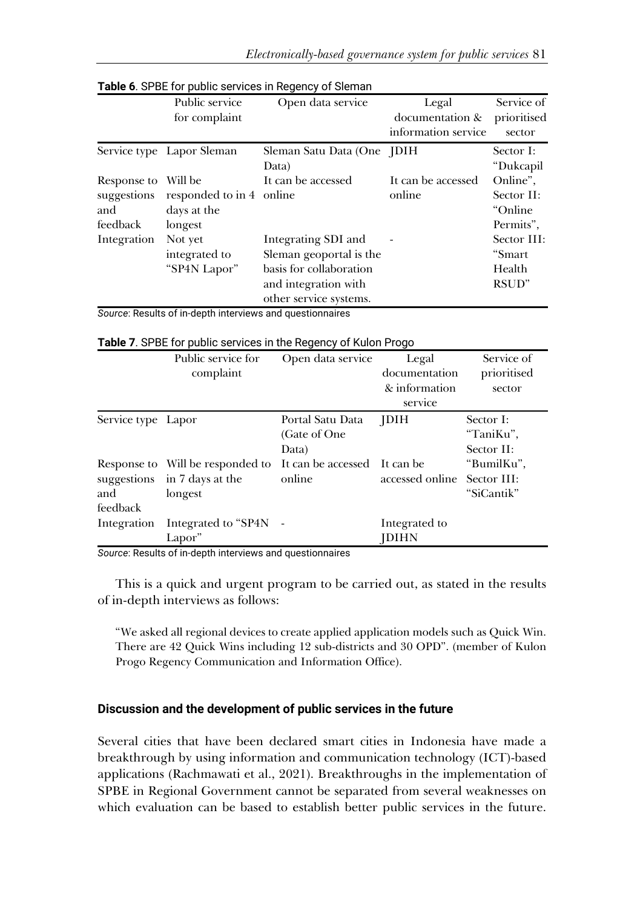**Table 6**. SPBE for public services in Regency of Sleman

| | Public service for complaint | Open data service | Legal documentation & information service | Service of prioritised sector |
|---|---|---|---|---|
| Service type | Lapor Sleman | Sleman Satu Data (One Data) | JDIH | Sector I: "Dukcapil Online", Sector II: "Online Permits", Sector III: "Smart Health RSUD" |
| Response to suggestions and feedback | Will be responded to in 4 days at the longest | It can be accessed online | It can be accessed online | |
| Integration | Not yet integrated to "SP4N Lapor" | Integrating SDI and Sleman geoportal is the basis for collaboration and integration with other service systems. | - | |

*Source*: Results of in-depth interviews and questionnaires

**Table 7**. SPBE for public services in the Regency of Kulon Progo

| | Public service for complaint | Open data service | Legal documentation & information service | Service of prioritised sector |
|---|---|---|---|---|
| Service type | Lapor | Portal Satu Data (Gate of One Data) | JDIH | Sector I: "TaniKu", Sector II: "BumilKu", Sector III: "SiCantik" |
| Response to suggestions and feedback | Will be responded to in 7 days at the longest | It can be accessed online | It can be accessed online | |
| Integration | Integrated to "SP4N Lapor" | - | Integrated to JDIHN | |

*Source*: Results of in-depth interviews and questionnaires

This is a quick and urgent program to be carried out, as stated in the results of in-depth interviews as follows:

> "We asked all regional devices to create applied application models such as Quick Win. There are 42 Quick Wins including 12 sub-districts and 30 OPD". (member of Kulon Progo Regency Communication and Information Office).

### Discussion and the development of public services in the future

Several cities that have been declared smart cities in Indonesia have made a breakthrough by using information and communication technology (ICT)-based applications (Rachmawati et al., 2021). Breakthroughs in the implementation of SPBE in Regional Government cannot be separated from several weaknesses on which evaluation can be based to establish better public services in the future.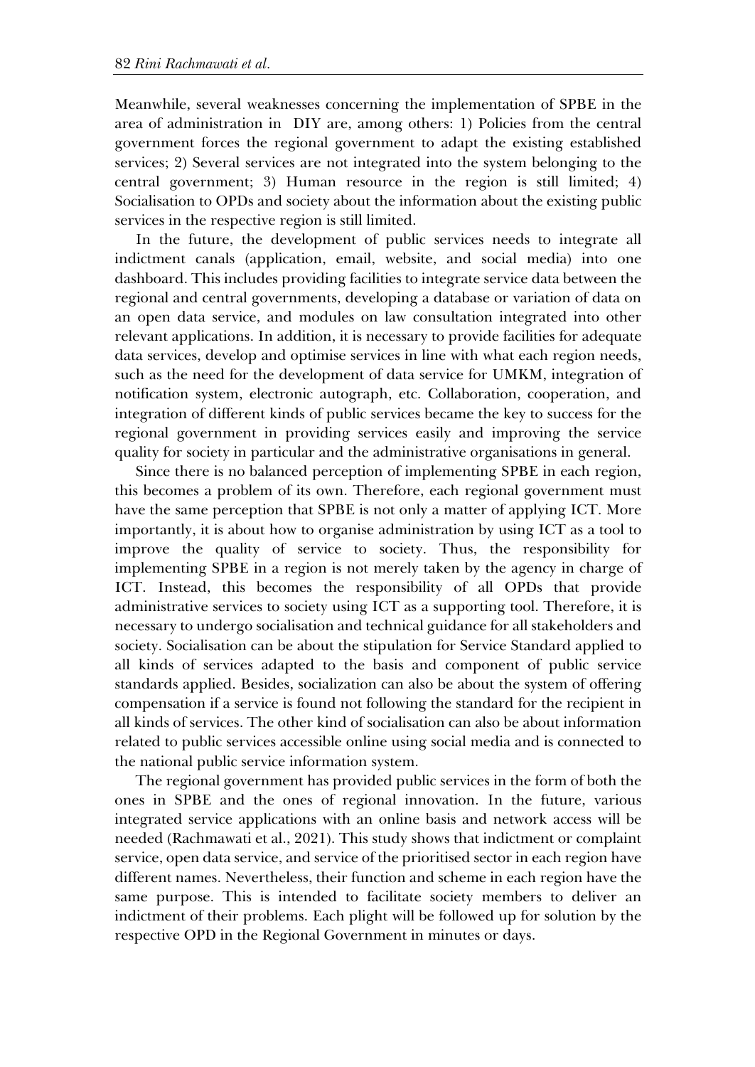Meanwhile, several weaknesses concerning the implementation of SPBE in the area of administration in DIY are, among others: 1) Policies from the central government forces the regional government to adapt the existing established services; 2) Several services are not integrated into the system belonging to the central government; 3) Human resource in the region is still limited; 4) Socialisation to OPDs and society about the information about the existing public services in the respective region is still limited.

In the future, the development of public services needs to integrate all indictment canals (application, email, website, and social media) into one dashboard. This includes providing facilities to integrate service data between the regional and central governments, developing a database or variation of data on an open data service, and modules on law consultation integrated into other relevant applications. In addition, it is necessary to provide facilities for adequate data services, develop and optimise services in line with what each region needs, such as the need for the development of data service for UMKM, integration of notification system, electronic autograph, etc. Collaboration, cooperation, and integration of different kinds of public services became the key to success for the regional government in providing services easily and improving the service quality for society in particular and the administrative organisations in general.

Since there is no balanced perception of implementing SPBE in each region, this becomes a problem of its own. Therefore, each regional government must have the same perception that SPBE is not only a matter of applying ICT. More importantly, it is about how to organise administration by using ICT as a tool to improve the quality of service to society. Thus, the responsibility for implementing SPBE in a region is not merely taken by the agency in charge of ICT. Instead, this becomes the responsibility of all OPDs that provide administrative services to society using ICT as a supporting tool. Therefore, it is necessary to undergo socialisation and technical guidance for all stakeholders and society. Socialisation can be about the stipulation for Service Standard applied to all kinds of services adapted to the basis and component of public service standards applied. Besides, socialization can also be about the system of offering compensation if a service is found not following the standard for the recipient in all kinds of services. The other kind of socialisation can also be about information related to public services accessible online using social media and is connected to the national public service information system.

The regional government has provided public services in the form of both the ones in SPBE and the ones of regional innovation. In the future, various integrated service applications with an online basis and network access will be needed (Rachmawati et al., 2021). This study shows that indictment or complaint service, open data service, and service of the prioritised sector in each region have different names. Nevertheless, their function and scheme in each region have the same purpose. This is intended to facilitate society members to deliver an indictment of their problems. Each plight will be followed up for solution by the respective OPD in the Regional Government in minutes or days.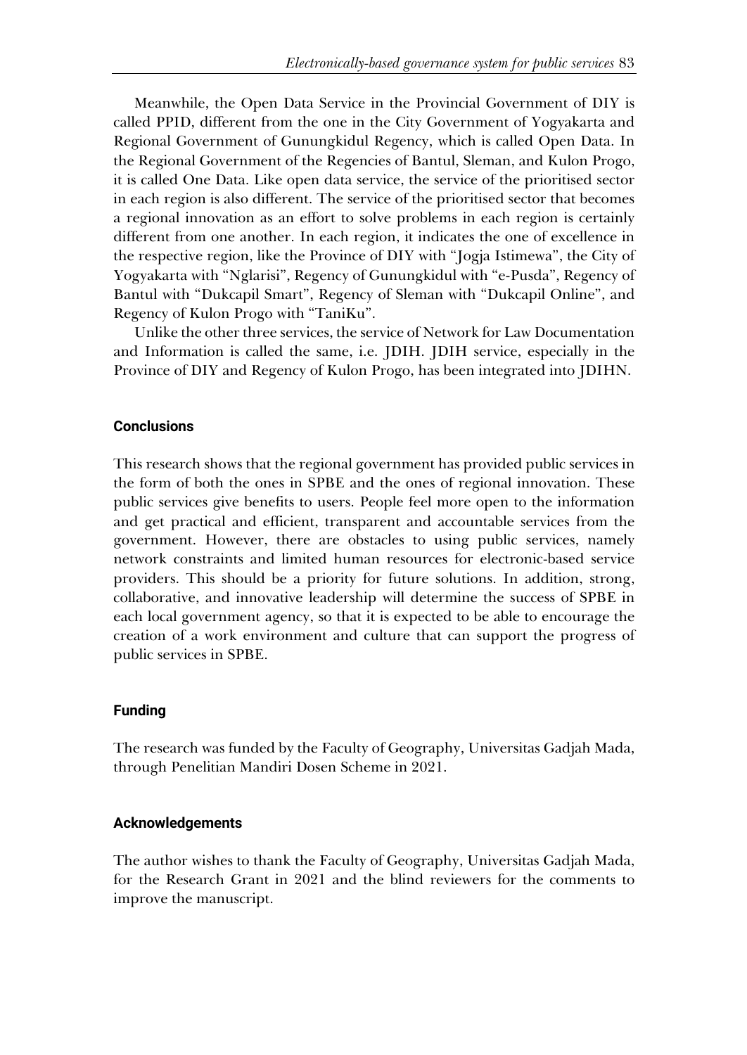Meanwhile, the Open Data Service in the Provincial Government of DIY is called PPID, different from the one in the City Government of Yogyakarta and Regional Government of Gunungkidul Regency, which is called Open Data. In the Regional Government of the Regencies of Bantul, Sleman, and Kulon Progo, it is called One Data. Like open data service, the service of the prioritised sector in each region is also different. The service of the prioritised sector that becomes a regional innovation as an effort to solve problems in each region is certainly different from one another. In each region, it indicates the one of excellence in the respective region, like the Province of DIY with "Jogja Istimewa", the City of Yogyakarta with "Nglarisi", Regency of Gunungkidul with "e-Pusda", Regency of Bantul with "Dukcapil Smart", Regency of Sleman with "Dukcapil Online", and Regency of Kulon Progo with "TaniKu".

Unlike the other three services, the service of Network for Law Documentation and Information is called the same, i.e. JDIH. JDIH service, especially in the Province of DIY and Regency of Kulon Progo, has been integrated into JDIHN.

## Conclusions

This research shows that the regional government has provided public services in the form of both the ones in SPBE and the ones of regional innovation. These public services give benefits to users. People feel more open to the information and get practical and efficient, transparent and accountable services from the government. However, there are obstacles to using public services, namely network constraints and limited human resources for electronic-based service providers. This should be a priority for future solutions. In addition, strong, collaborative, and innovative leadership will determine the success of SPBE in each local government agency, so that it is expected to be able to encourage the creation of a work environment and culture that can support the progress of public services in SPBE.

## Funding

The research was funded by the Faculty of Geography, Universitas Gadjah Mada, through Penelitian Mandiri Dosen Scheme in 2021.

## Acknowledgements

The author wishes to thank the Faculty of Geography, Universitas Gadjah Mada, for the Research Grant in 2021 and the blind reviewers for the comments to improve the manuscript.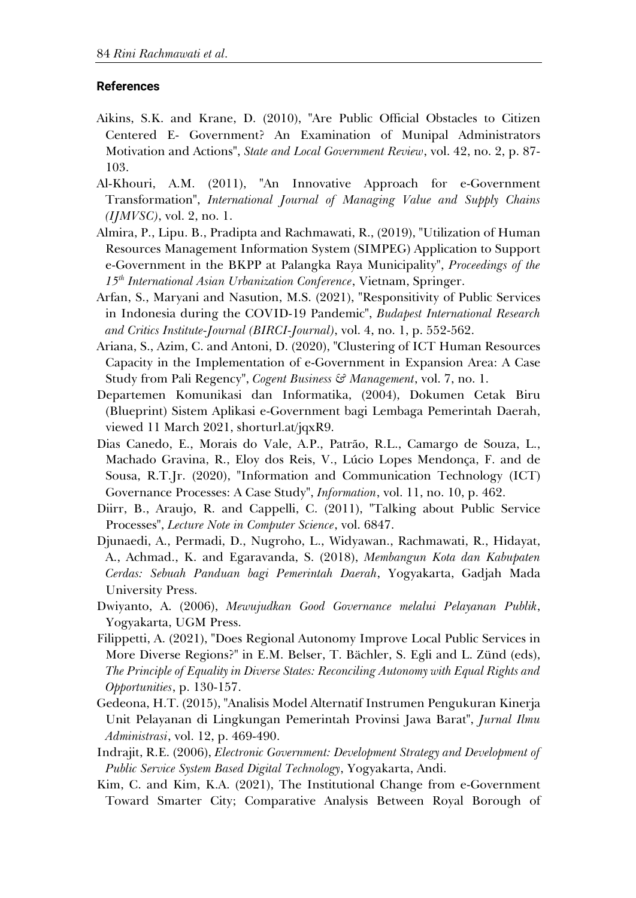## References

Aikins, S.K. and Krane, D. (2010), "Are Public Official Obstacles to Citizen Centered E- Government? An Examination of Munipal Administrators Motivation and Actions", *State and Local Government Review*, vol. 42, no. 2, p. 87-103.

Al-Khouri, A.M. (2011), "An Innovative Approach for e-Government Transformation", *International Journal of Managing Value and Supply Chains (IJMVSC)*, vol. 2, no. 1.

Almira, P., Lipu. B., Pradipta and Rachmawati, R., (2019), "Utilization of Human Resources Management Information System (SIMPEG) Application to Support e-Government in the BKPP at Palangka Raya Municipality", *Proceedings of the 15th International Asian Urbanization Conference*, Vietnam, Springer.

Arfan, S., Maryani and Nasution, M.S. (2021), "Responsitivity of Public Services in Indonesia during the COVID-19 Pandemic", *Budapest International Research and Critics Institute-Journal (BIRCI-Journal)*, vol. 4, no. 1, p. 552-562.

Ariana, S., Azim, C. and Antoni, D. (2020), "Clustering of ICT Human Resources Capacity in the Implementation of e-Government in Expansion Area: A Case Study from Pali Regency", *Cogent Business & Management*, vol. 7, no. 1.

Departemen Komunikasi dan Informatika, (2004), Dokumen Cetak Biru (Blueprint) Sistem Aplikasi e-Government bagi Lembaga Pemerintah Daerah, viewed 11 March 2021, shorturl.at/jqxR9.

Dias Canedo, E., Morais do Vale, A.P., Patrão, R.L., Camargo de Souza, L., Machado Gravina, R., Eloy dos Reis, V., Lúcio Lopes Mendonça, F. and de Sousa, R.T.Jr. (2020), "Information and Communication Technology (ICT) Governance Processes: A Case Study", *Information*, vol. 11, no. 10, p. 462.

Diirr, B., Araujo, R. and Cappelli, C. (2011), "Talking about Public Service Processes", *Lecture Note in Computer Science*, vol. 6847.

Djunaedi, A., Permadi, D., Nugroho, L., Widyawan., Rachmawati, R., Hidayat, A., Achmad., K. and Egaravanda, S. (2018), *Membangun Kota dan Kabupaten Cerdas: Sebuah Panduan bagi Pemerintah Daerah*, Yogyakarta, Gadjah Mada University Press.

Dwiyanto, A. (2006), *Mewujudkan Good Governance melalui Pelayanan Publik*, Yogyakarta, UGM Press.

Filippetti, A. (2021), "Does Regional Autonomy Improve Local Public Services in More Diverse Regions?" in E.M. Belser, T. Bächler, S. Egli and L. Zünd (eds), *The Principle of Equality in Diverse States: Reconciling Autonomy with Equal Rights and Opportunities*, p. 130-157.

Gedeona, H.T. (2015), "Analisis Model Alternatif Instrumen Pengukuran Kinerja Unit Pelayanan di Lingkungan Pemerintah Provinsi Jawa Barat", *Jurnal Ilmu Administrasi*, vol. 12, p. 469-490.

Indrajit, R.E. (2006), *Electronic Government: Development Strategy and Development of Public Service System Based Digital Technology*, Yogyakarta, Andi.

Kim, C. and Kim, K.A. (2021), The Institutional Change from e-Government Toward Smarter City; Comparative Analysis Between Royal Borough of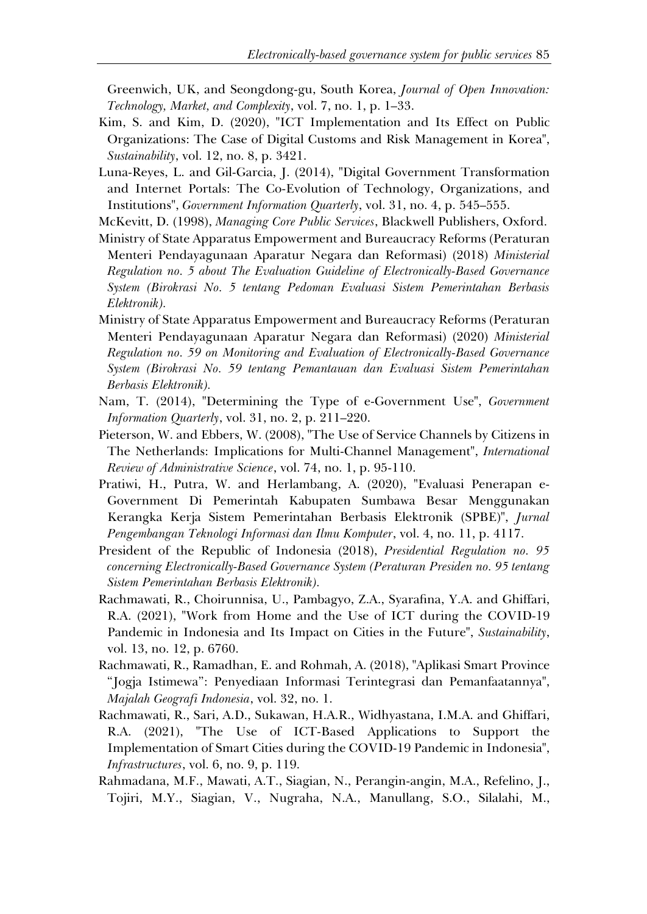Greenwich, UK, and Seongdong-gu, South Korea, *Journal of Open Innovation: Technology, Market, and Complexity*, vol. 7, no. 1, p. 1–33.

Kim, S. and Kim, D. (2020), "ICT Implementation and Its Effect on Public Organizations: The Case of Digital Customs and Risk Management in Korea", *Sustainability*, vol. 12, no. 8, p. 3421.

Luna-Reyes, L. and Gil-Garcia, J. (2014), "Digital Government Transformation and Internet Portals: The Co-Evolution of Technology, Organizations, and Institutions", *Government Information Quarterly*, vol. 31, no. 4, p. 545–555.

McKevitt, D. (1998), *Managing Core Public Services*, Blackwell Publishers, Oxford.

Ministry of State Apparatus Empowerment and Bureaucracy Reforms (Peraturan Menteri Pendayagunaan Aparatur Negara dan Reformasi) (2018) *Ministerial Regulation no. 5 about The Evaluation Guideline of Electronically-Based Governance System (Birokrasi No. 5 tentang Pedoman Evaluasi Sistem Pemerintahan Berbasis Elektronik).*

Ministry of State Apparatus Empowerment and Bureaucracy Reforms (Peraturan Menteri Pendayagunaan Aparatur Negara dan Reformasi) (2020) *Ministerial Regulation no. 59 on Monitoring and Evaluation of Electronically-Based Governance System (Birokrasi No. 59 tentang Pemantauan dan Evaluasi Sistem Pemerintahan Berbasis Elektronik).*

Nam, T. (2014), "Determining the Type of e-Government Use", *Government Information Quarterly*, vol. 31, no. 2, p. 211–220.

Pieterson, W. and Ebbers, W. (2008), "The Use of Service Channels by Citizens in The Netherlands: Implications for Multi-Channel Management", *International Review of Administrative Science*, vol. 74, no. 1, p. 95-110.

Pratiwi, H., Putra, W. and Herlambang, A. (2020), "Evaluasi Penerapan e-Government Di Pemerintah Kabupaten Sumbawa Besar Menggunakan Kerangka Kerja Sistem Pemerintahan Berbasis Elektronik (SPBE)", *Jurnal Pengembangan Teknologi Informasi dan Ilmu Komputer*, vol. 4, no. 11, p. 4117.

President of the Republic of Indonesia (2018), *Presidential Regulation no. 95 concerning Electronically-Based Governance System (Peraturan Presiden no. 95 tentang Sistem Pemerintahan Berbasis Elektronik).*

Rachmawati, R., Choirunnisa, U., Pambagyo, Z.A., Syarafina, Y.A. and Ghiffari, R.A. (2021), "Work from Home and the Use of ICT during the COVID-19 Pandemic in Indonesia and Its Impact on Cities in the Future", *Sustainability*, vol. 13, no. 12, p. 6760.

Rachmawati, R., Ramadhan, E. and Rohmah, A. (2018), "Aplikasi Smart Province "Jogja Istimewa": Penyediaan Informasi Terintegrasi dan Pemanfaatannya", *Majalah Geografi Indonesia*, vol. 32, no. 1.

Rachmawati, R., Sari, A.D., Sukawan, H.A.R., Widhyastana, I.M.A. and Ghiffari, R.A. (2021), "The Use of ICT-Based Applications to Support the Implementation of Smart Cities during the COVID-19 Pandemic in Indonesia", *Infrastructures*, vol. 6, no. 9, p. 119.

Rahmadana, M.F., Mawati, A.T., Siagian, N., Perangin-angin, M.A., Refelino, J., Tojiri, M.Y., Siagian, V., Nugraha, N.A., Manullang, S.O., Silalahi, M.,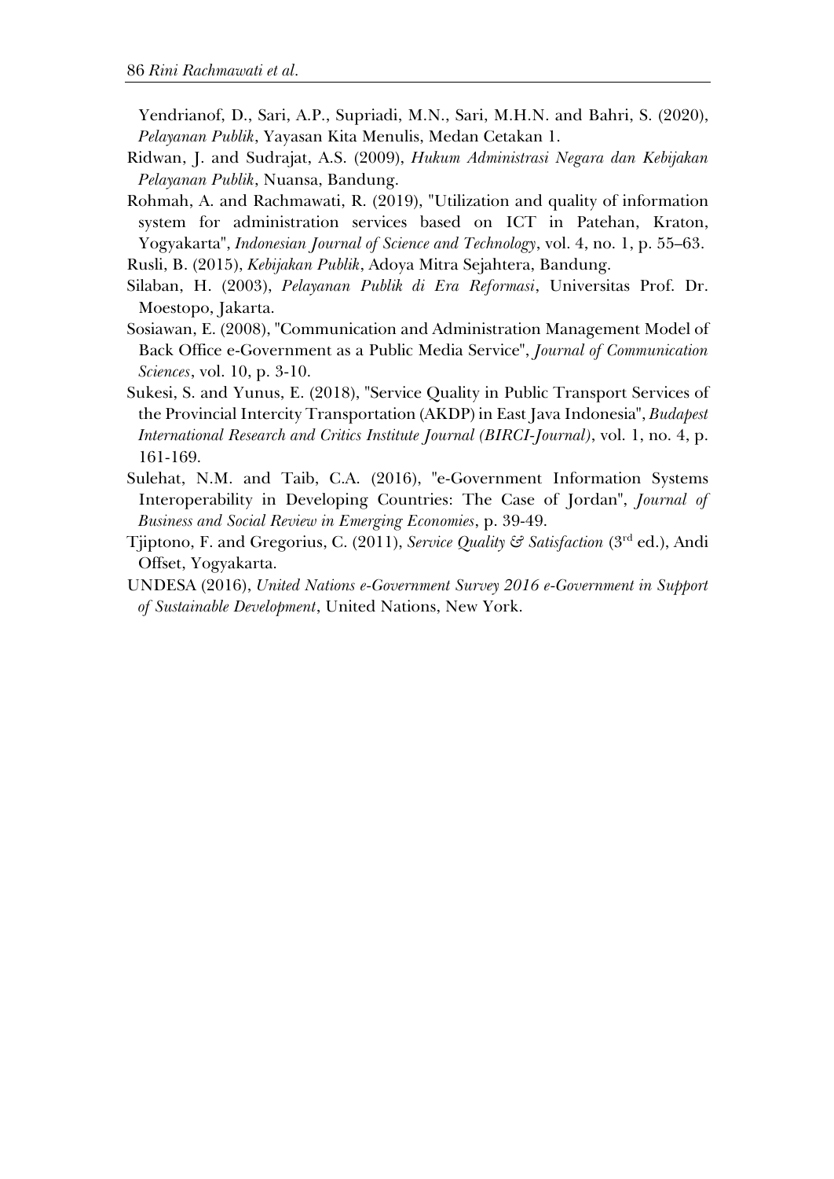Yendrianof, D., Sari, A.P., Supriadi, M.N., Sari, M.H.N. and Bahri, S. (2020), *Pelayanan Publik*, Yayasan Kita Menulis, Medan Cetakan 1.

Ridwan, J. and Sudrajat, A.S. (2009), *Hukum Administrasi Negara dan Kebijakan Pelayanan Publik*, Nuansa, Bandung.

Rohmah, A. and Rachmawati, R. (2019), "Utilization and quality of information system for administration services based on ICT in Patehan, Kraton, Yogyakarta", *Indonesian Journal of Science and Technology*, vol. 4, no. 1, p. 55–63.

Rusli, B. (2015), *Kebijakan Publik*, Adoya Mitra Sejahtera, Bandung.

Silaban, H. (2003), *Pelayanan Publik di Era Reformasi*, Universitas Prof. Dr. Moestopo, Jakarta.

Sosiawan, E. (2008), "Communication and Administration Management Model of Back Office e-Government as a Public Media Service", *Journal of Communication Sciences*, vol. 10, p. 3-10.

Sukesi, S. and Yunus, E. (2018), "Service Quality in Public Transport Services of the Provincial Intercity Transportation (AKDP) in East Java Indonesia", *Budapest International Research and Critics Institute Journal (BIRCI-Journal)*, vol. 1, no. 4, p. 161-169.

Sulehat, N.M. and Taib, C.A. (2016), "e-Government Information Systems Interoperability in Developing Countries: The Case of Jordan", *Journal of Business and Social Review in Emerging Economies*, p. 39-49.

Tjiptono, F. and Gregorius, C. (2011), *Service Quality & Satisfaction* (3rd ed.), Andi Offset, Yogyakarta.

UNDESA (2016), *United Nations e-Government Survey 2016 e-Government in Support of Sustainable Development*, United Nations, New York.